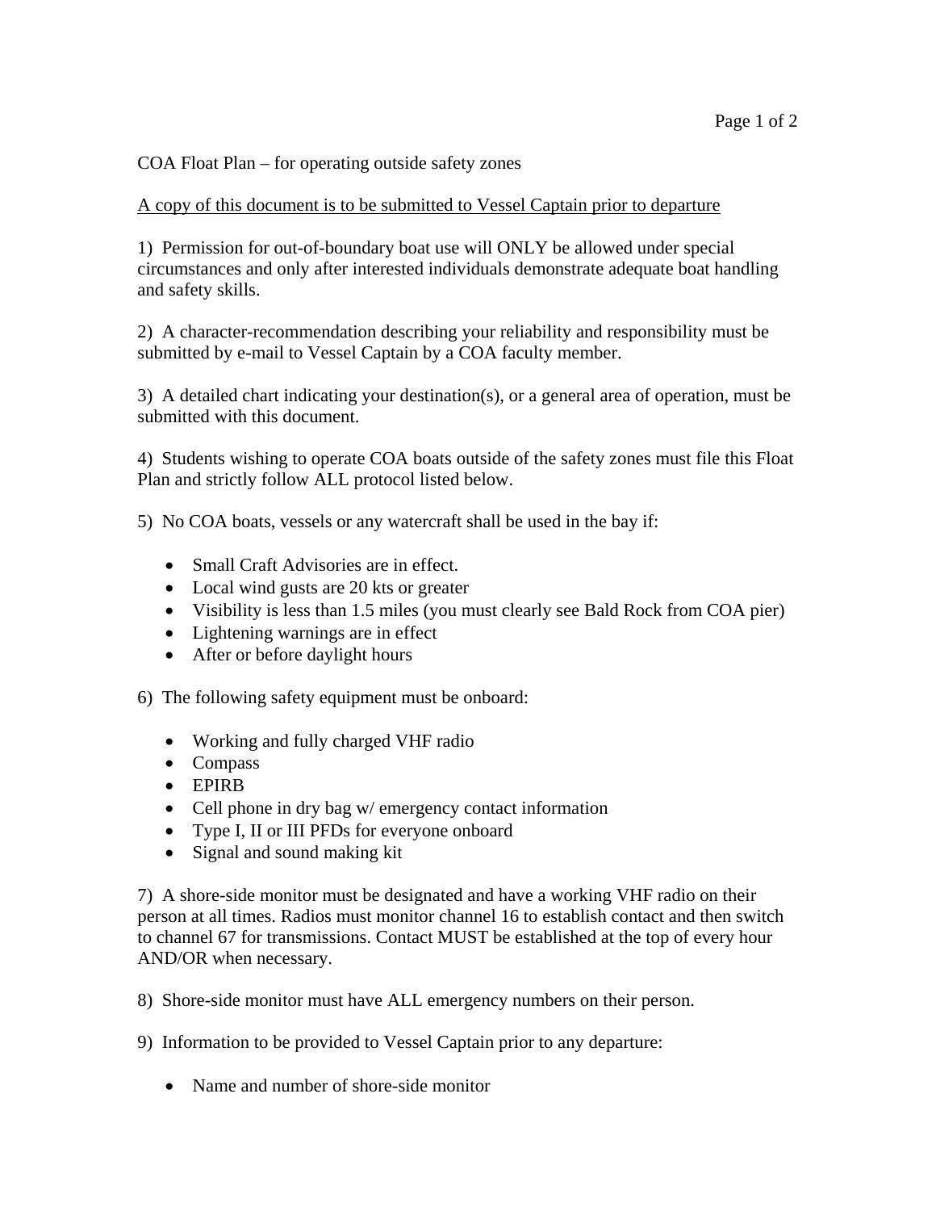COA Float Plan – for operating outside safety zones

<u>A copy of this document is to be submitted to Vessel Captain prior to departure</u>

1) Permission for out-of-boundary boat use will ONLY be allowed under special circumstances and only after interested individuals demonstrate adequate boat handling and safety skills.

2) A character-recommendation describing your reliability and responsibility must be submitted by e-mail to Vessel Captain by a COA faculty member.

3) A detailed chart indicating your destination(s), or a general area of operation, must be submitted with this document.

4) Students wishing to operate COA boats outside of the safety zones must file this Float Plan and strictly follow ALL protocol listed below.

5) No COA boats, vessels or any watercraft shall be used in the bay if:

- Small Craft Advisories are in effect.
- Local wind gusts are 20 kts or greater
- Visibility is less than 1.5 miles (you must clearly see Bald Rock from COA pier)
- Lightening warnings are in effect
- After or before daylight hours

6) The following safety equipment must be onboard:

- Working and fully charged VHF radio
- Compass
- EPIRB
- Cell phone in dry bag w/ emergency contact information
- Type I, II or III PFDs for everyone onboard
- Signal and sound making kit

7) A shore-side monitor must be designated and have a working VHF radio on their person at all times. Radios must monitor channel 16 to establish contact and then switch to channel 67 for transmissions. Contact MUST be established at the top of every hour AND/OR when necessary.

8) Shore-side monitor must have ALL emergency numbers on their person.

9) Information to be provided to Vessel Captain prior to any departure:

- Name and number of shore-side monitor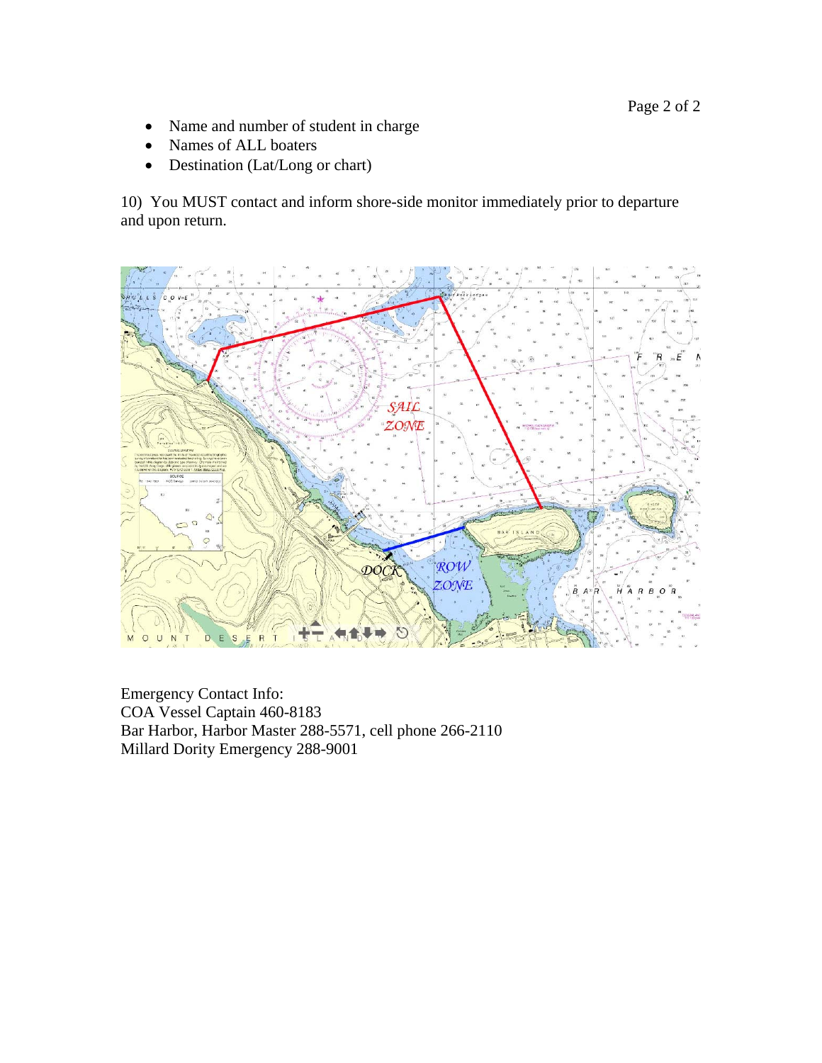- Name and number of student in charge
- Names of ALL boaters
- Destination (Lat/Long or chart)

10) You MUST contact and inform shore-side monitor immediately prior to departure and upon return.

SAIL ZONE

DOCK

ROW ZONE

BAR ISLAND

BAR HARBOR

MOUNT DESERT ISLAND

Emergency Contact Info:
COA Vessel Captain 460-8183
Bar Harbor, Harbor Master 288-5571, cell phone 266-2110
Millard Dority Emergency 288-9001